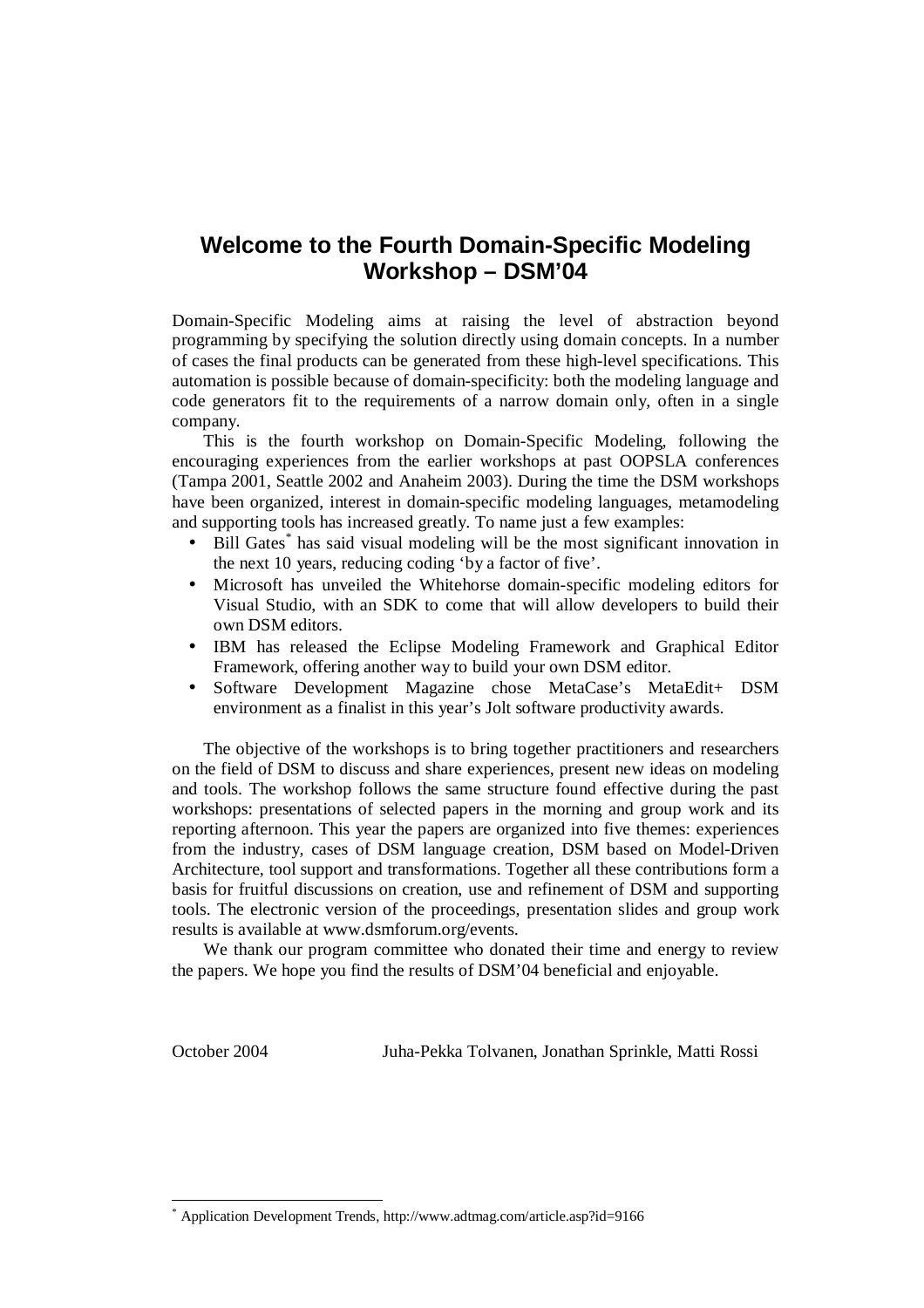# Welcome to the Fourth Domain-Specific Modeling Workshop – DSM'04

Domain-Specific Modeling aims at raising the level of abstraction beyond programming by specifying the solution directly using domain concepts. In a number of cases the final products can be generated from these high-level specifications. This automation is possible because of domain-specificity: both the modeling language and code generators fit to the requirements of a narrow domain only, often in a single company.

This is the fourth workshop on Domain-Specific Modeling, following the encouraging experiences from the earlier workshops at past OOPSLA conferences (Tampa 2001, Seattle 2002 and Anaheim 2003). During the time the DSM workshops have been organized, interest in domain-specific modeling languages, metamodeling and supporting tools has increased greatly. To name just a few examples:

- Bill Gates[*] has said visual modeling will be the most significant innovation in the next 10 years, reducing coding 'by a factor of five'.
- Microsoft has unveiled the Whitehorse domain-specific modeling editors for Visual Studio, with an SDK to come that will allow developers to build their own DSM editors.
- IBM has released the Eclipse Modeling Framework and Graphical Editor Framework, offering another way to build your own DSM editor.
- Software Development Magazine chose MetaCase's MetaEdit+ DSM environment as a finalist in this year's Jolt software productivity awards.

The objective of the workshops is to bring together practitioners and researchers on the field of DSM to discuss and share experiences, present new ideas on modeling and tools. The workshop follows the same structure found effective during the past workshops: presentations of selected papers in the morning and group work and its reporting afternoon. This year the papers are organized into five themes: experiences from the industry, cases of DSM language creation, DSM based on Model-Driven Architecture, tool support and transformations. Together all these contributions form a basis for fruitful discussions on creation, use and refinement of DSM and supporting tools. The electronic version of the proceedings, presentation slides and group work results is available at www.dsmforum.org/events.

We thank our program committee who donated their time and energy to review the papers. We hope you find the results of DSM'04 beneficial and enjoyable.

October 2004 Juha-Pekka Tolvanen, Jonathan Sprinkle, Matti Rossi

[*] Application Development Trends, http://www.adtmag.com/article.asp?id=9166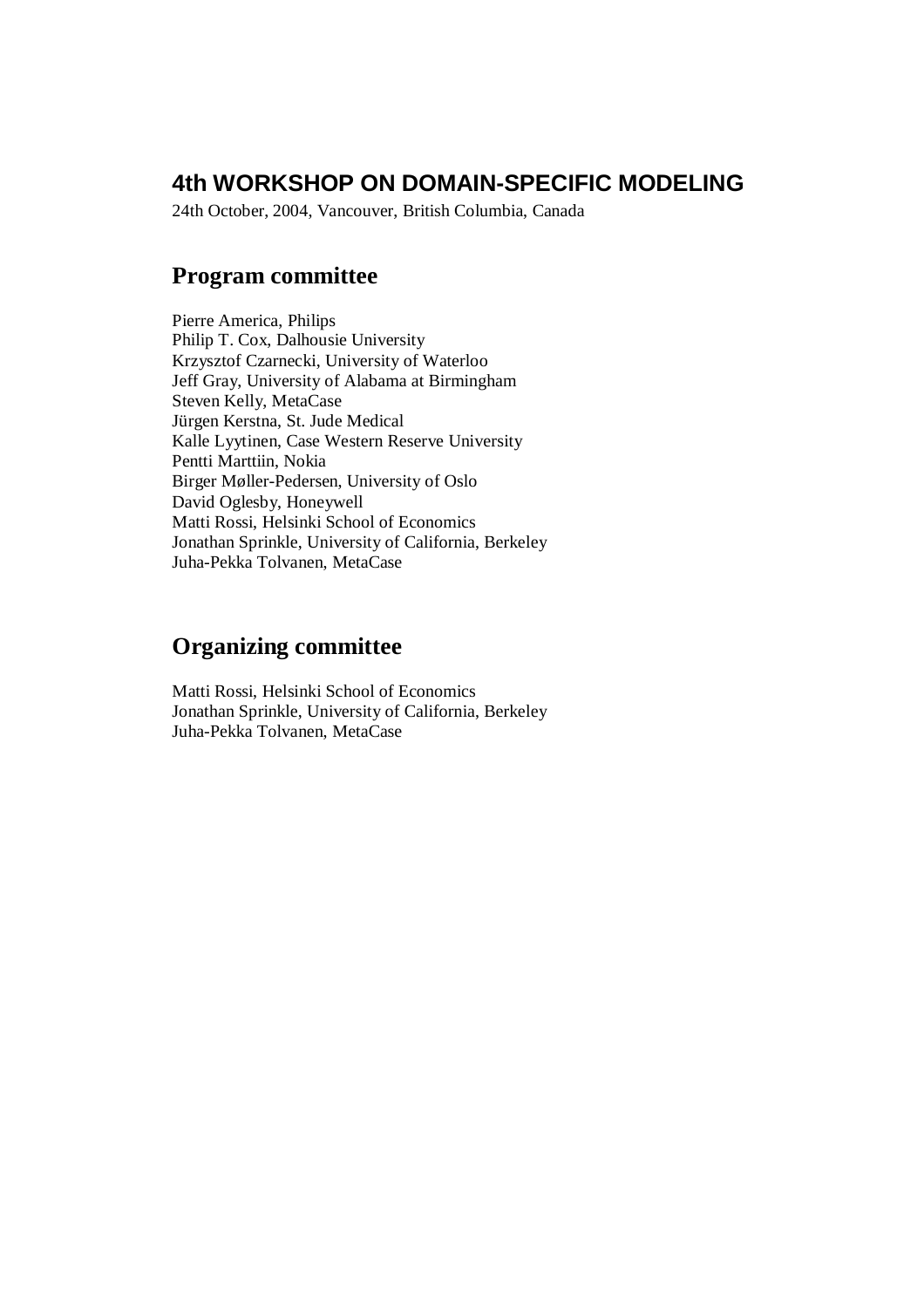## 4th WORKSHOP ON DOMAIN-SPECIFIC MODELING

24th October, 2004, Vancouver, British Columbia, Canada

## Program committee

Pierre America, Philips
Philip T. Cox, Dalhousie University
Krzysztof Czarnecki, University of Waterloo
Jeff Gray, University of Alabama at Birmingham
Steven Kelly, MetaCase
Jürgen Kerstna, St. Jude Medical
Kalle Lyytinen, Case Western Reserve University
Pentti Marttiin, Nokia
Birger Møller-Pedersen, University of Oslo
David Oglesby, Honeywell
Matti Rossi, Helsinki School of Economics
Jonathan Sprinkle, University of California, Berkeley
Juha-Pekka Tolvanen, MetaCase

## Organizing committee

Matti Rossi, Helsinki School of Economics
Jonathan Sprinkle, University of California, Berkeley
Juha-Pekka Tolvanen, MetaCase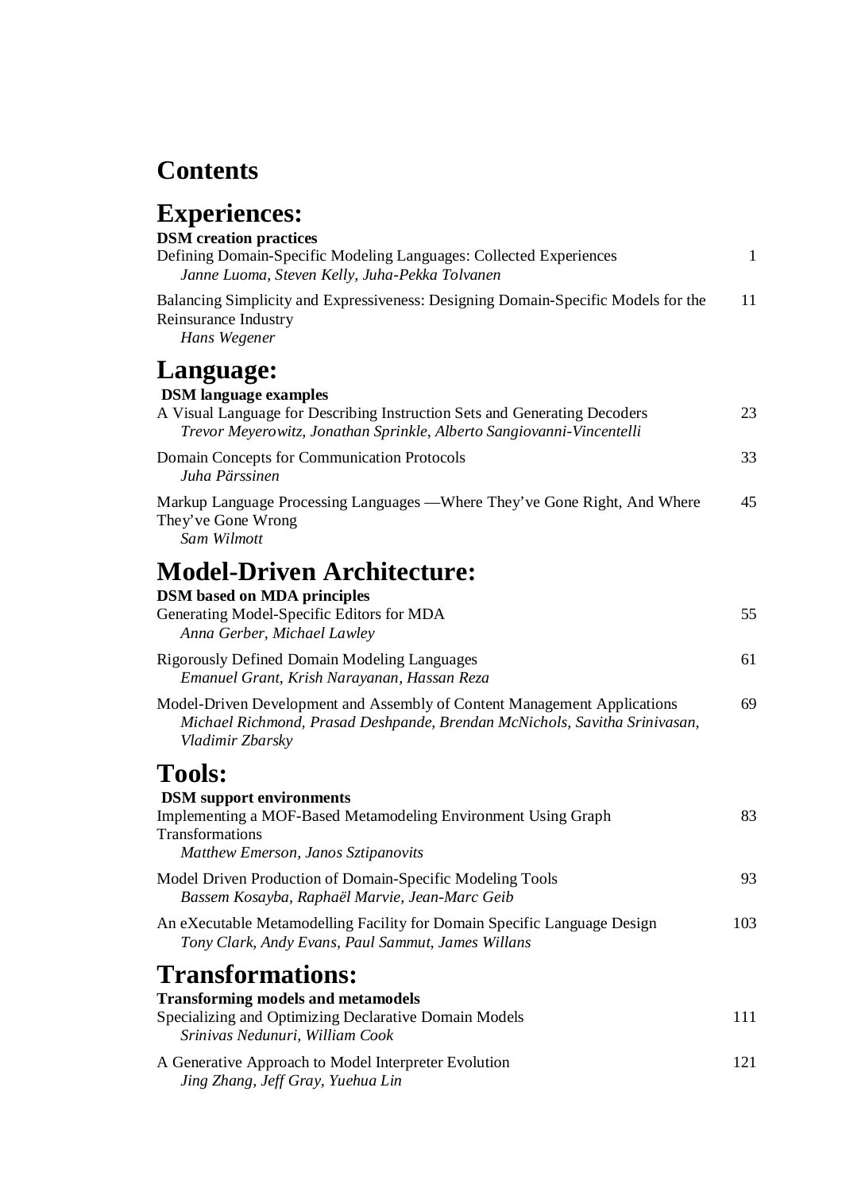# Contents

## Experiences:

**DSM creation practices**

Defining Domain-Specific Modeling Languages: Collected Experiences 1
*Janne Luoma, Steven Kelly, Juha-Pekka Tolvanen*

Balancing Simplicity and Expressiveness: Designing Domain-Specific Models for the Reinsurance Industry 11
*Hans Wegener*

## Language:

**DSM language examples**

A Visual Language for Describing Instruction Sets and Generating Decoders 23
*Trevor Meyerowitz, Jonathan Sprinkle, Alberto Sangiovanni-Vincentelli*

Domain Concepts for Communication Protocols 33
*Juha Pärssinen*

Markup Language Processing Languages —Where They've Gone Right, And Where They've Gone Wrong 45
*Sam Wilmott*

## Model-Driven Architecture:

**DSM based on MDA principles**

Generating Model-Specific Editors for MDA 55
*Anna Gerber, Michael Lawley*

Rigorously Defined Domain Modeling Languages 61
*Emanuel Grant, Krish Narayanan, Hassan Reza*

Model-Driven Development and Assembly of Content Management Applications 69
*Michael Richmond, Prasad Deshpande, Brendan McNichols, Savitha Srinivasan, Vladimir Zbarsky*

## Tools:

**DSM support environments**

Implementing a MOF-Based Metamodeling Environment Using Graph Transformations 83
*Matthew Emerson, Janos Sztipanovits*

Model Driven Production of Domain-Specific Modeling Tools 93
*Bassem Kosayba, Raphaël Marvie, Jean-Marc Geib*

An eXecutable Metamodelling Facility for Domain Specific Language Design 103
*Tony Clark, Andy Evans, Paul Sammut, James Willans*

## Transformations:

**Transforming models and metamodels**

Specializing and Optimizing Declarative Domain Models 111
*Srinivas Nedunuri, William Cook*

A Generative Approach to Model Interpreter Evolution 121
*Jing Zhang, Jeff Gray, Yuehua Lin*